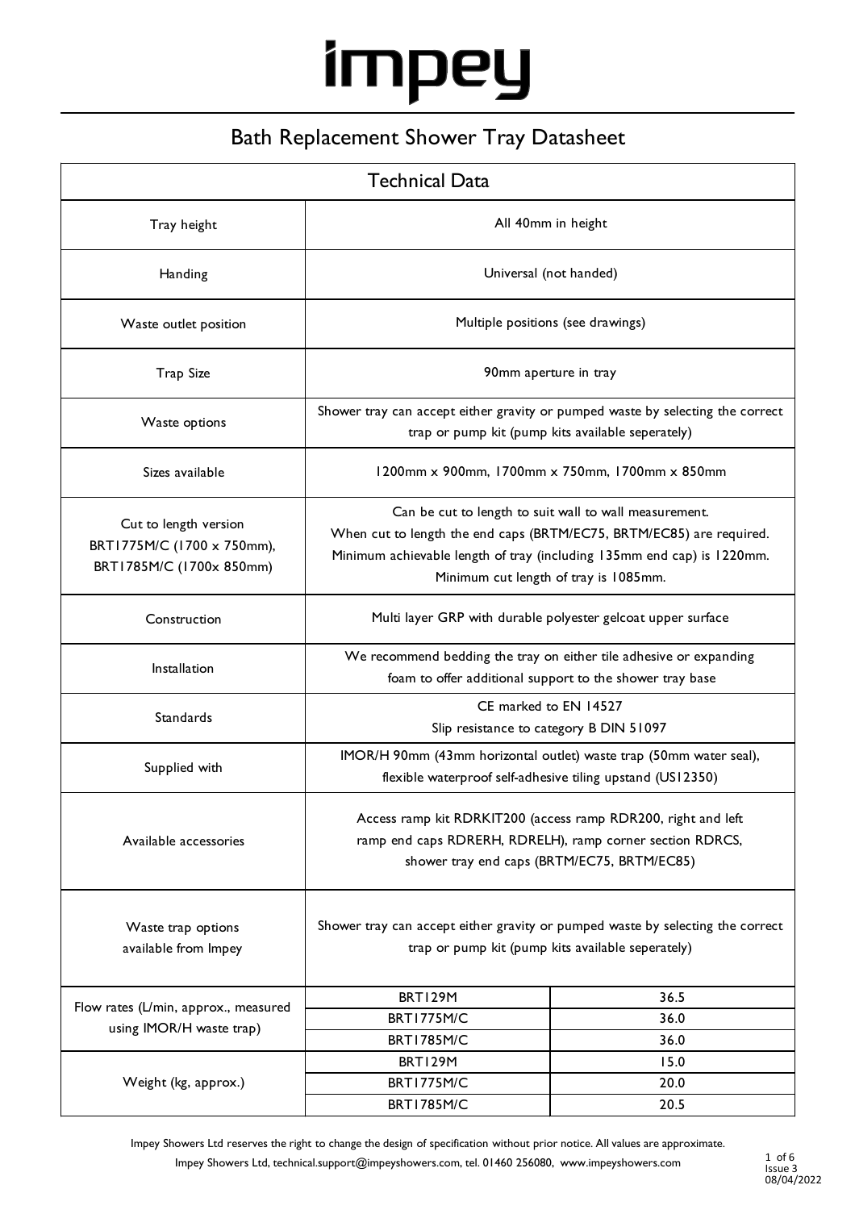# impey

## Bath Replacement Shower Tray Datasheet

| Technical Data | | |
|---|---|---|
| Tray height | All 40mm in height | |
| Handing | Universal (not handed) | |
| Waste outlet position | Multiple positions (see drawings) | |
| Trap Size | 90mm aperture in tray | |
| Waste options | Shower tray can accept either gravity or pumped waste by selecting the correct trap or pump kit (pump kits available seperately) | |
| Sizes available | 1200mm x 900mm, 1700mm x 750mm, 1700mm x 850mm | |
| Cut to length version BRT1775M/C (1700 x 750mm), BRT1785M/C (1700x 850mm) | Can be cut to length to suit wall to wall measurement. When cut to length the end caps (BRTM/EC75, BRTM/EC85) are required. Minimum achievable length of tray (including 135mm end cap) is 1220mm. Minimum cut length of tray is 1085mm. | |
| Construction | Multi layer GRP with durable polyester gelcoat upper surface | |
| Installation | We recommend bedding the tray on either tile adhesive or expanding foam to offer additional support to the shower tray base | |
| Standards | CE marked to EN 14527<br>Slip resistance to category B DIN 51097 | |
| Supplied with | IMOR/H 90mm (43mm horizontal outlet) waste trap (50mm water seal), flexible waterproof self-adhesive tiling upstand (US12350) | |
| Available accessories | Access ramp kit RDRKIT200 (access ramp RDR200, right and left ramp end caps RDRERH, RDRELH), ramp corner section RDRCS, shower tray end caps (BRTM/EC75, BRTM/EC85) | |
| Waste trap options available from Impey | Shower tray can accept either gravity or pumped waste by selecting the correct trap or pump kit (pump kits available seperately) | |
| Flow rates (L/min, approx., measured using IMOR/H waste trap) | BRT129M | 36.5 |
| | BRT1775M/C | 36.0 |
| | BRT1785M/C | 36.0 |
| Weight (kg, approx.) | BRT129M | 15.0 |
| | BRT1775M/C | 20.0 |
| | BRT1785M/C | 20.5 |

Impey Showers Ltd reserves the right to change the design of specification without prior notice. All values are approximate.

Impey Showers Ltd, technical.support@impeyshowers.com, tel. 01460 256080, www.impeyshowers.com

Issue 3
08/04/2022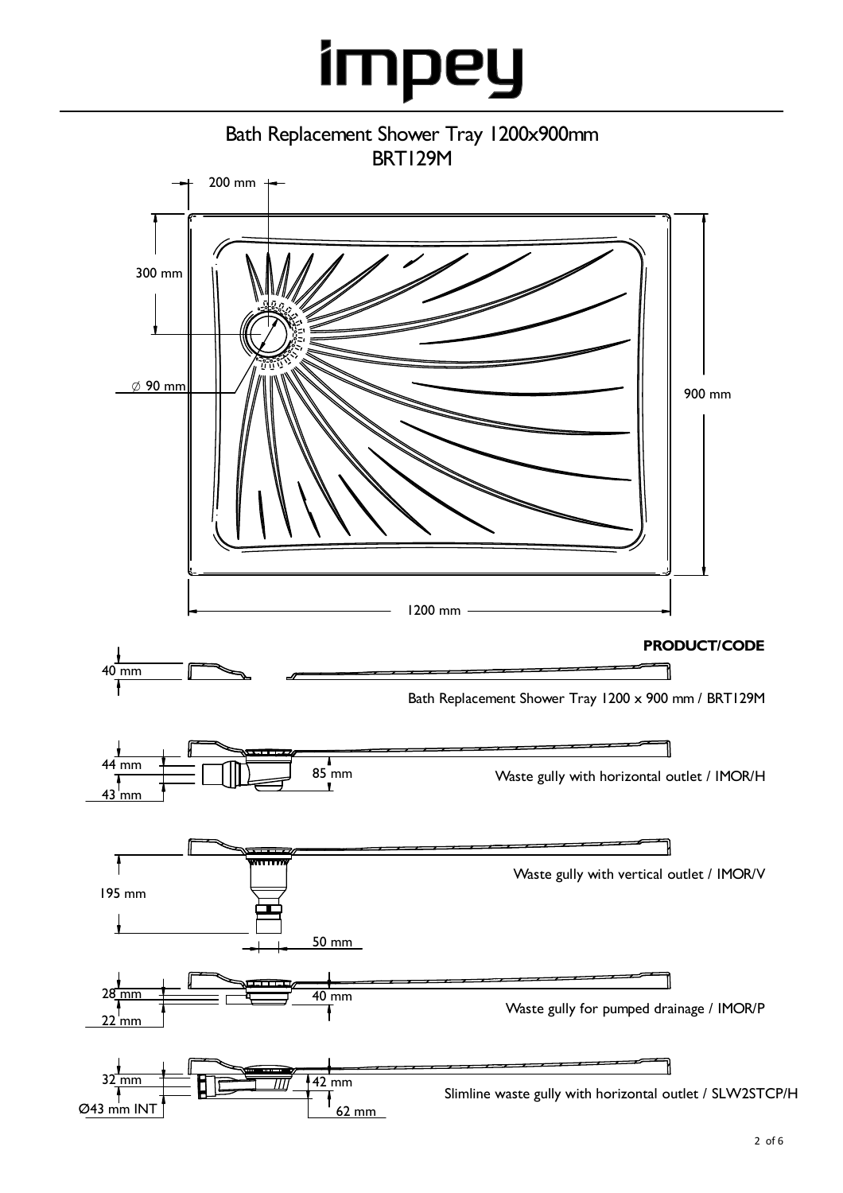# impey

## Bath Replacement Shower Tray 1200x900mm
## BRT129M

200 mm

300 mm

∅ 90 mm

900 mm

1200 mm

**PRODUCT/CODE**

40 mm

Bath Replacement Shower Tray 1200 x 900 mm / BRT129M

44 mm

43 mm

85 mm

Waste gully with horizontal outlet / IMOR/H

195 mm

50 mm

Waste gully with vertical outlet / IMOR/V

28 mm

22 mm

40 mm

Waste gully for pumped drainage / IMOR/P

32 mm

Ø43 mm INT

42 mm

62 mm

Slimline waste gully with horizontal outlet / SLW2STCP/H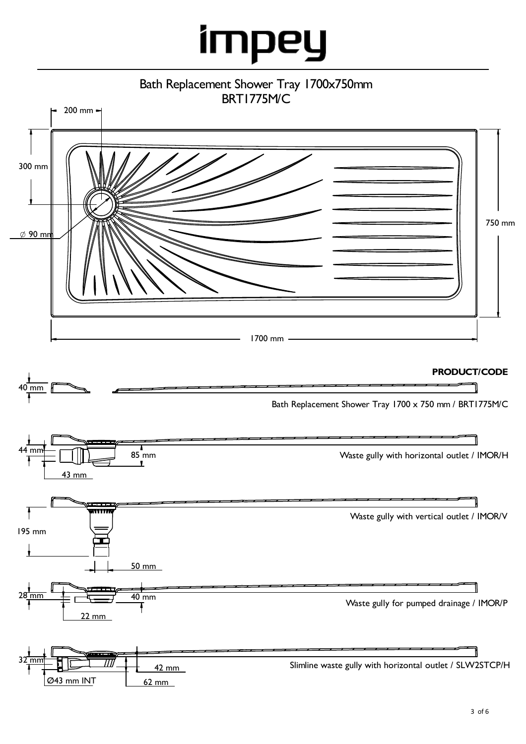# impey

## Bath Replacement Shower Tray 1700x750mm
## BRT1775M/C

200 mm

300 mm

∅ 90 mm

750 mm

1700 mm

**PRODUCT/CODE**

40 mm

Bath Replacement Shower Tray 1700 x 750 mm / BRT1775M/C

44 mm

85 mm

43 mm

Waste gully with horizontal outlet / IMOR/H

195 mm

50 mm

Waste gully with vertical outlet / IMOR/V

28 mm

40 mm

22 mm

Waste gully for pumped drainage / IMOR/P

32 mm

42 mm

Ø43 mm INT

62 mm

Slimline waste gully with horizontal outlet / SLW2STCP/H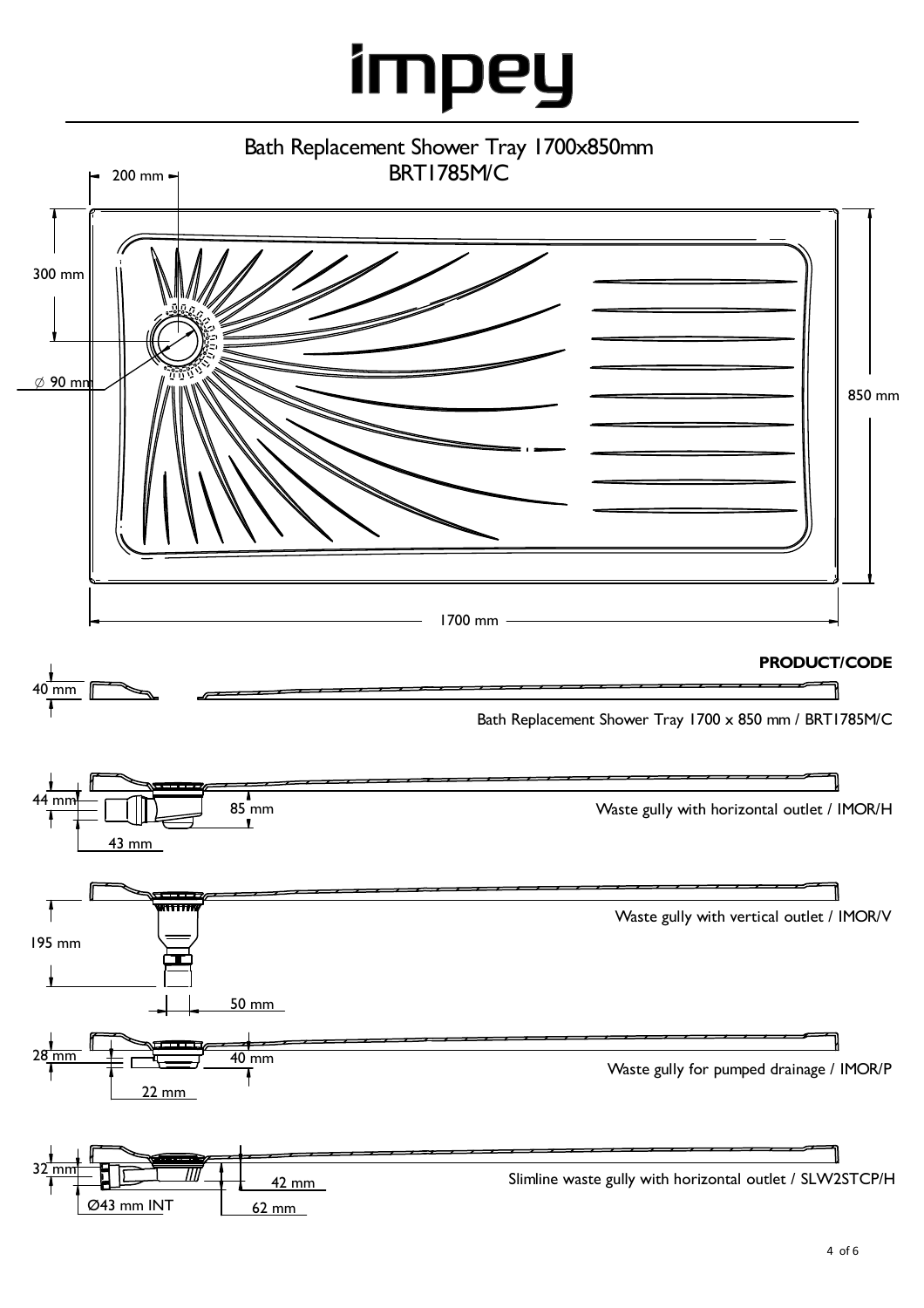# impey

## Bath Replacement Shower Tray 1700x850mm
## BRT1785M/C

200 mm

300 mm

∅ 90 mm

850 mm

1700 mm

**PRODUCT/CODE**

40 mm

Bath Replacement Shower Tray 1700 x 850 mm / BRT1785M/C

44 mm

85 mm

43 mm

Waste gully with horizontal outlet / IMOR/H

195 mm

50 mm

Waste gully with vertical outlet / IMOR/V

28 mm

40 mm

22 mm

Waste gully for pumped drainage / IMOR/P

32 mm

42 mm

Ø43 mm INT

62 mm

Slimline waste gully with horizontal outlet / SLW2STCP/H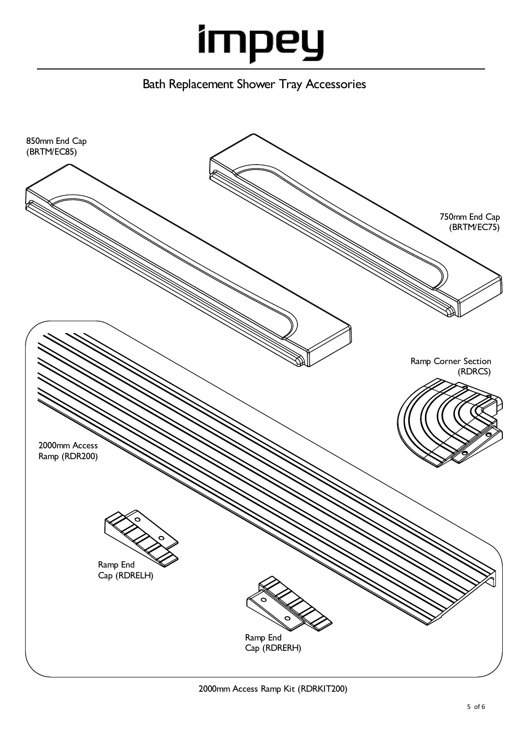# impey

## Bath Replacement Shower Tray Accessories

850mm End Cap (BRTM/EC85)

750mm End Cap (BRTM/EC75)

Ramp Corner Section (RDRCS)

2000mm Access Ramp (RDR200)

Ramp End Cap (RDRELH)

Ramp End Cap (RDRERH)

2000mm Access Ramp Kit (RDRKIT200)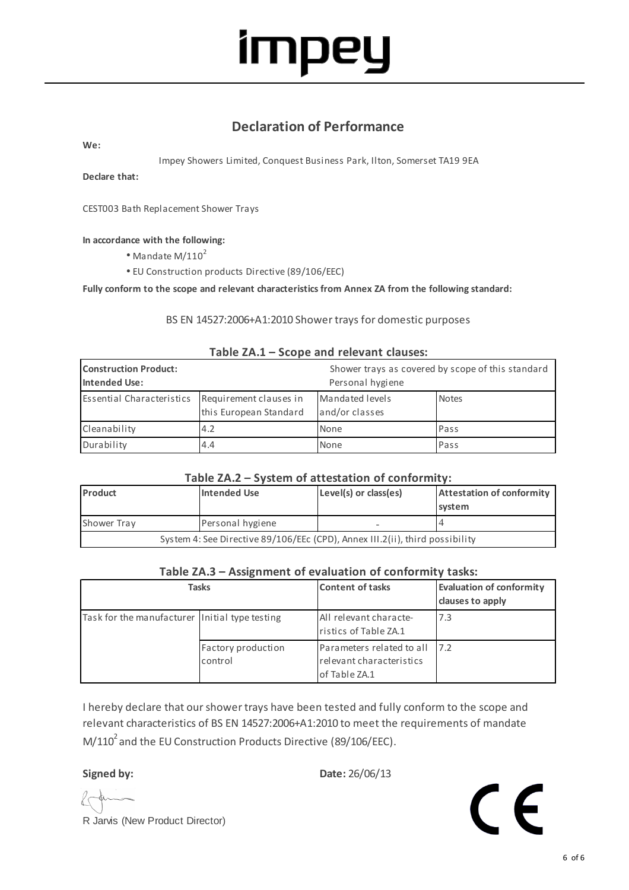# impey

## Declaration of Performance

**We:**

Impey Showers Limited, Conquest Business Park, Ilton, Somerset TA19 9EA

**Declare that:**

CEST003 Bath Replacement Shower Trays

**In accordance with the following:**

- Mandate M/110[2]
- EU Construction products Directive (89/106/EEC)

**Fully conform to the scope and relevant characteristics from Annex ZA from the following standard:**

BS EN 14527:2006+A1:2010 Shower trays for domestic purposes

### Table ZA.1 – Scope and relevant clauses:

| **Construction Product:** | | Shower trays as covered by scope of this standard | |
|---|---|---|---|
| **Intended Use:** | | Personal hygiene | |
| Essential Characteristics | Requirement clauses in this European Standard | Mandated levels and/or classes | Notes |
| Cleanability | 4.2 | None | Pass |
| Durability | 4.4 | None | Pass |

### Table ZA.2 – System of attestation of conformity:

| **Product** | **Intended Use** | **Level(s) or class(es)** | **Attestation of conformity system** |
|---|---|---|---|
| Shower Tray | Personal hygiene | - | 4 |
| System 4: See Directive 89/106/EEc (CPD), Annex III.2(ii), third possibility | | | |

### Table ZA.3 – Assignment of evaluation of conformity tasks:

| **Tasks** | | **Content of tasks** | **Evaluation of conformity clauses to apply** |
|---|---|---|---|
| Task for the manufacturer | Initial type testing | All relevant characteristics of Table ZA.1 | 7.3 |
| | Factory production control | Parameters related to all relevant characteristics of Table ZA.1 | 7.2 |

I hereby declare that our shower trays have been tested and fully conform to the scope and relevant characteristics of BS EN 14527:2006+A1:2010 to meet the requirements of mandate M/110[2] and the EU Construction Products Directive (89/106/EEC).

**Signed by:**

**Date:** 26/06/13

R Jarvis (New Product Director)

CE